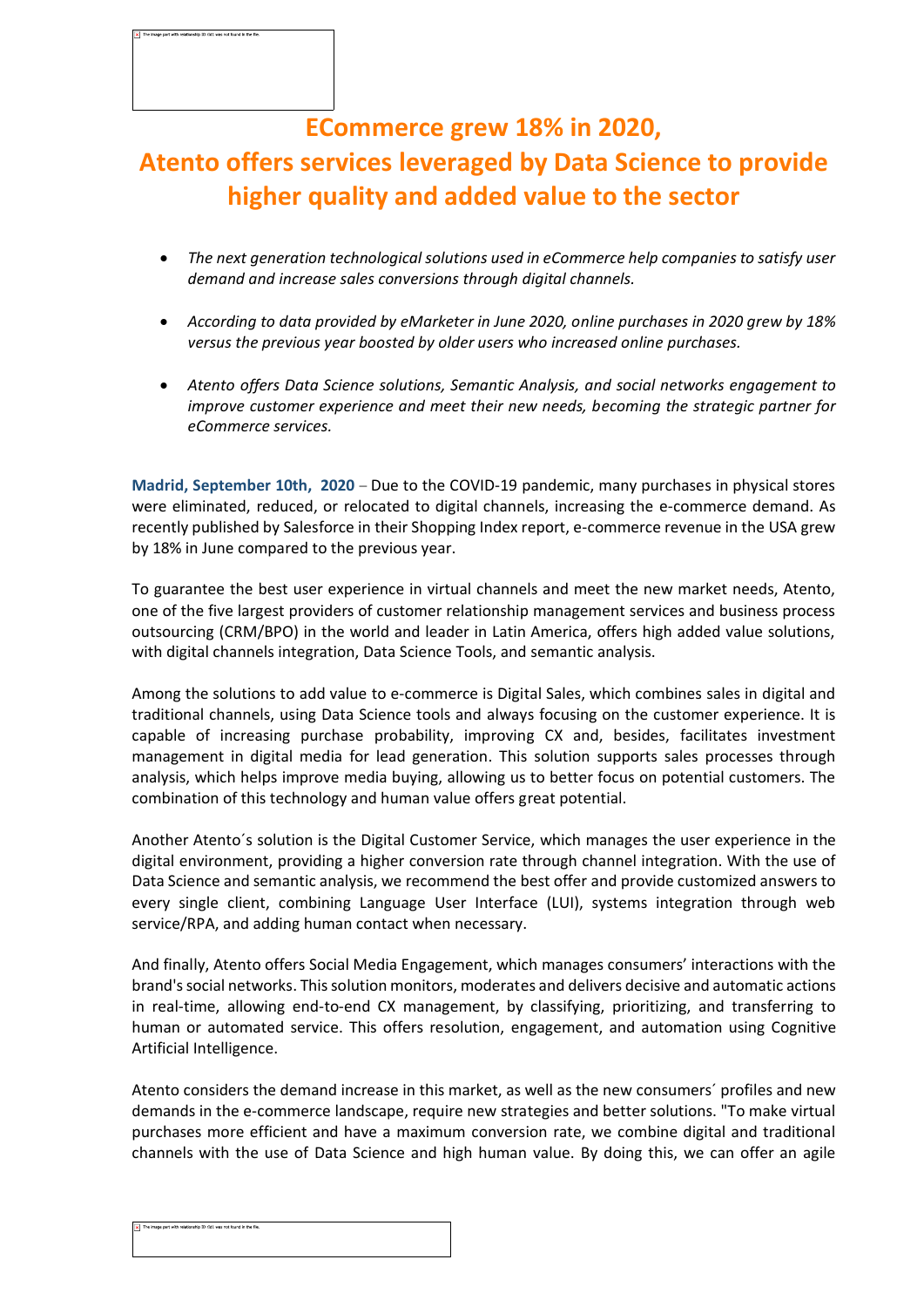# ECommerce grew 18% in 2020, Atento offers services leveraged by Data Science to provide higher quality and added value to the sector

- *The next generation technological solutions used in eCommerce help companies to satisfy user demand and increase sales conversions through digital channels.*
- *According to data provided by eMarketer in June 2020, online purchases in 2020 grew by 18% versus the previous year boosted by older users who increased online purchases.*
- *Atento offers Data Science solutions, Semantic Analysis, and social networks engagement to improve customer experience and meet their new needs, becoming the strategic partner for eCommerce services.*

**Madrid, September 10th, 2020** – Due to the COVID-19 pandemic, many purchases in physical stores were eliminated, reduced, or relocated to digital channels, increasing the e-commerce demand. As recently published by Salesforce in their Shopping Index report, e-commerce revenue in the USA grew by 18% in June compared to the previous year.

To guarantee the best user experience in virtual channels and meet the new market needs, Atento, one of the five largest providers of customer relationship management services and business process outsourcing (CRM/BPO) in the world and leader in Latin America, offers high added value solutions, with digital channels integration, Data Science Tools, and semantic analysis.

Among the solutions to add value to e-commerce is Digital Sales, which combines sales in digital and traditional channels, using Data Science tools and always focusing on the customer experience. It is capable of increasing purchase probability, improving CX and, besides, facilitates investment management in digital media for lead generation. This solution supports sales processes through analysis, which helps improve media buying, allowing us to better focus on potential customers. The combination of this technology and human value offers great potential.

Another Atento´s solution is the Digital Customer Service, which manages the user experience in the digital environment, providing a higher conversion rate through channel integration. With the use of Data Science and semantic analysis, we recommend the best offer and provide customized answers to every single client, combining Language User Interface (LUI), systems integration through web service/RPA, and adding human contact when necessary.

And finally, Atento offers Social Media Engagement, which manages consumers' interactions with the brand's social networks. This solution monitors, moderates and delivers decisive and automatic actions in real-time, allowing end-to-end CX management, by classifying, prioritizing, and transferring to human or automated service. This offers resolution, engagement, and automation using Cognitive Artificial Intelligence.

Atento considers the demand increase in this market, as well as the new consumers´ profiles and new demands in the e-commerce landscape, require new strategies and better solutions. "To make virtual purchases more efficient and have a maximum conversion rate, we combine digital and traditional channels with the use of Data Science and high human value. By doing this, we can offer an agile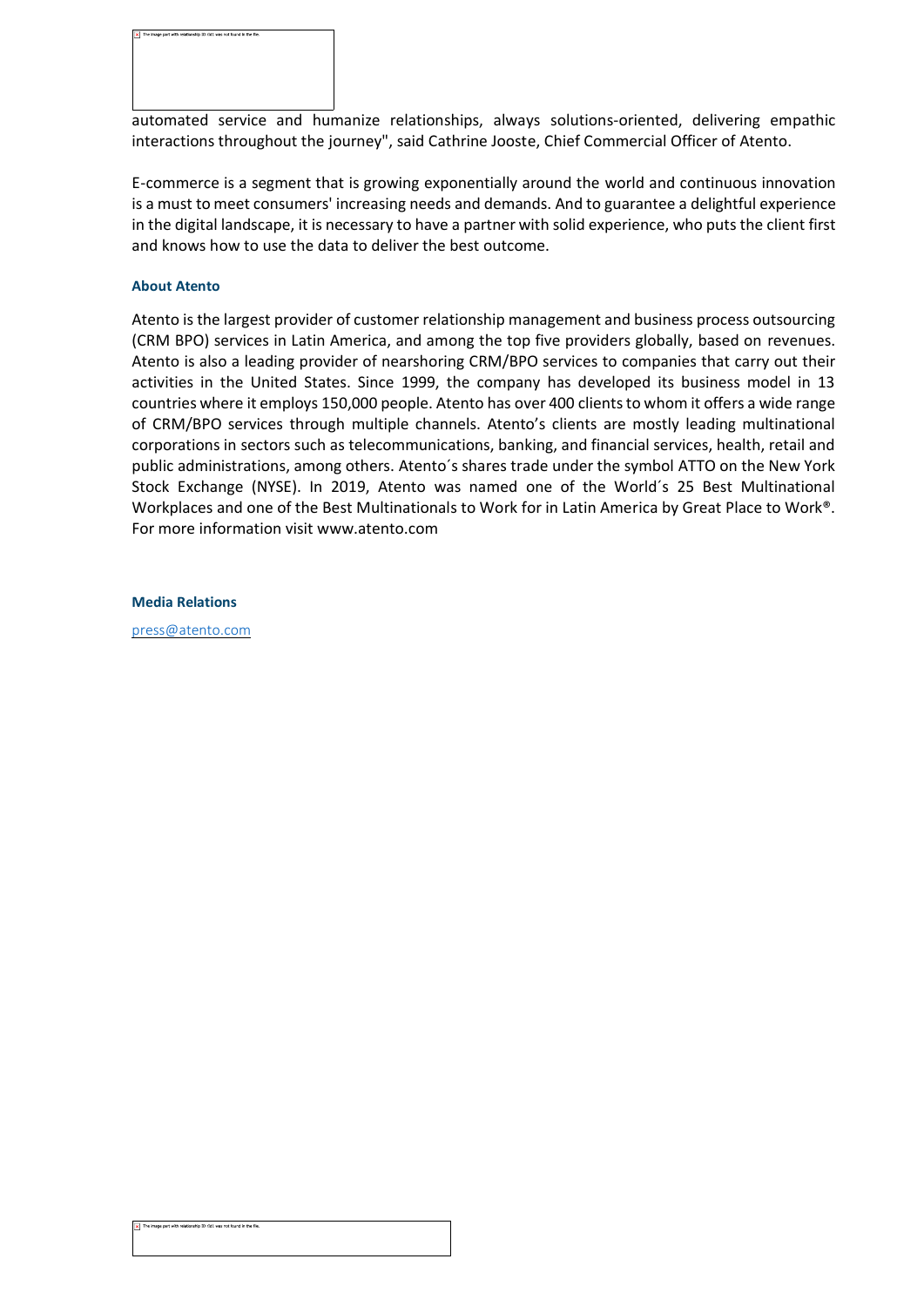automated service and humanize relationships, always solutions-oriented, delivering empathic interactions throughout the journey", said Cathrine Jooste, Chief Commercial Officer of Atento.

E-commerce is a segment that is growing exponentially around the world and continuous innovation is a must to meet consumers' increasing needs and demands. And to guarantee a delightful experience in the digital landscape, it is necessary to have a partner with solid experience, who puts the client first and knows how to use the data to deliver the best outcome.

### About Atento

Atento is the largest provider of customer relationship management and business process outsourcing (CRM BPO) services in Latin America, and among the top five providers globally, based on revenues. Atento is also a leading provider of nearshoring CRM/BPO services to companies that carry out their activities in the United States. Since 1999, the company has developed its business model in 13 countries where it employs 150,000 people. Atento has over 400 clients to whom it offers a wide range of CRM/BPO services through multiple channels. Atento's clients are mostly leading multinational corporations in sectors such as telecommunications, banking, and financial services, health, retail and public administrations, among others. Atento´s shares trade under the symbol ATTO on the New York Stock Exchange (NYSE). In 2019, Atento was named one of the World´s 25 Best Multinational Workplaces and one of the Best Multinationals to Work for in Latin America by Great Place to Work®. For more information visit www.atento.com

### Media Relations

press@atento.com